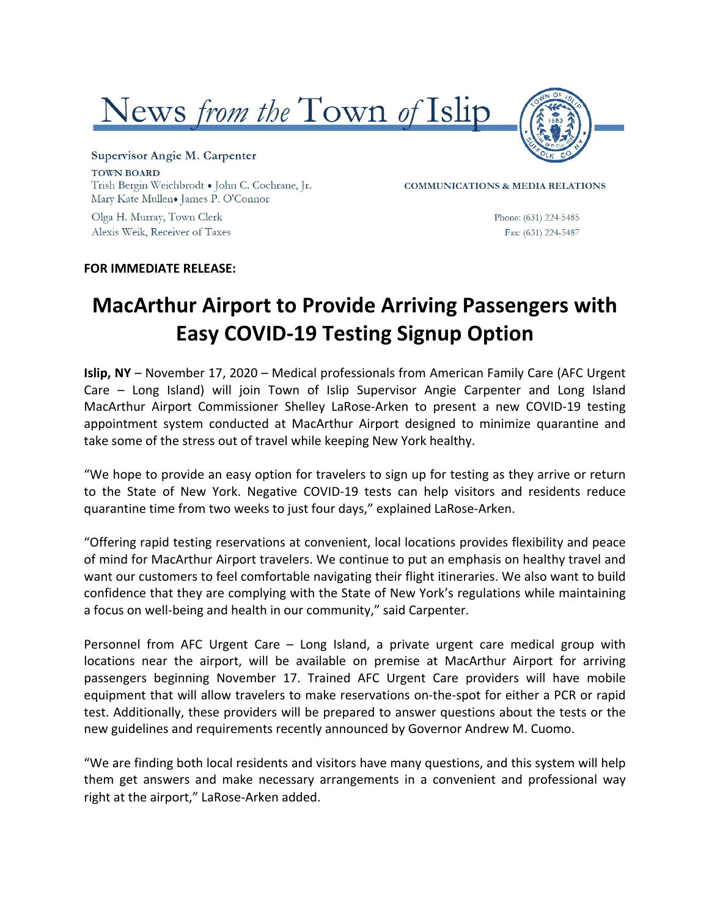# News *from the* Town *of* Islip

**Supervisor Angie M. Carpenter**

**TOWN BOARD**
Trish Bergin Weichbrodt • John C. Cochrane, Jr.
Mary Kate Mullen• James P. O'Connor

Olga H. Murray, Town Clerk
Alexis Weik, Receiver of Taxes

**COMMUNICATIONS & MEDIA RELATIONS**

Phone: (631) 224-5485
Fax: (631) 224-5487

**FOR IMMEDIATE RELEASE:**

# MacArthur Airport to Provide Arriving Passengers with Easy COVID-19 Testing Signup Option

**Islip, NY** – November 17, 2020 – Medical professionals from American Family Care (AFC Urgent Care – Long Island) will join Town of Islip Supervisor Angie Carpenter and Long Island MacArthur Airport Commissioner Shelley LaRose-Arken to present a new COVID-19 testing appointment system conducted at MacArthur Airport designed to minimize quarantine and take some of the stress out of travel while keeping New York healthy.

"We hope to provide an easy option for travelers to sign up for testing as they arrive or return to the State of New York. Negative COVID-19 tests can help visitors and residents reduce quarantine time from two weeks to just four days," explained LaRose-Arken.

"Offering rapid testing reservations at convenient, local locations provides flexibility and peace of mind for MacArthur Airport travelers. We continue to put an emphasis on healthy travel and want our customers to feel comfortable navigating their flight itineraries. We also want to build confidence that they are complying with the State of New York's regulations while maintaining a focus on well-being and health in our community," said Carpenter.

Personnel from AFC Urgent Care – Long Island, a private urgent care medical group with locations near the airport, will be available on premise at MacArthur Airport for arriving passengers beginning November 17. Trained AFC Urgent Care providers will have mobile equipment that will allow travelers to make reservations on-the-spot for either a PCR or rapid test. Additionally, these providers will be prepared to answer questions about the tests or the new guidelines and requirements recently announced by Governor Andrew M. Cuomo.

"We are finding both local residents and visitors have many questions, and this system will help them get answers and make necessary arrangements in a convenient and professional way right at the airport," LaRose-Arken added.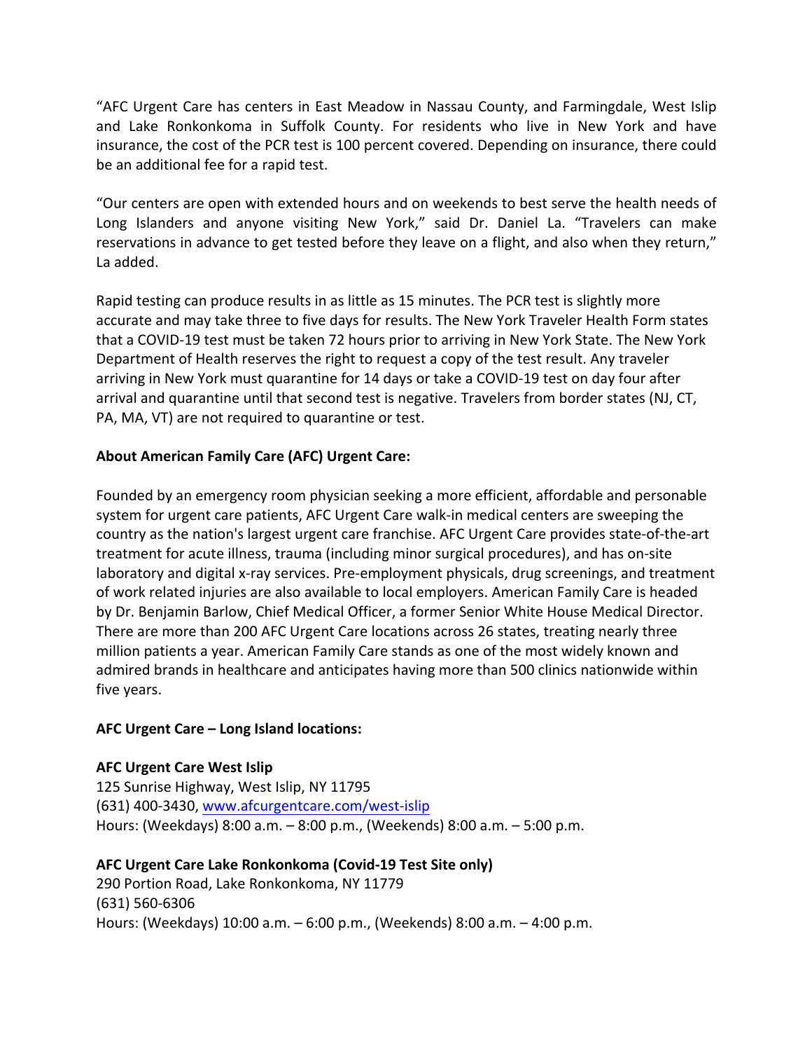"AFC Urgent Care has centers in East Meadow in Nassau County, and Farmingdale, West Islip and Lake Ronkonkoma in Suffolk County. For residents who live in New York and have insurance, the cost of the PCR test is 100 percent covered. Depending on insurance, there could be an additional fee for a rapid test.

"Our centers are open with extended hours and on weekends to best serve the health needs of Long Islanders and anyone visiting New York," said Dr. Daniel La. "Travelers can make reservations in advance to get tested before they leave on a flight, and also when they return," La added.

Rapid testing can produce results in as little as 15 minutes. The PCR test is slightly more accurate and may take three to five days for results. The New York Traveler Health Form states that a COVID-19 test must be taken 72 hours prior to arriving in New York State. The New York Department of Health reserves the right to request a copy of the test result. Any traveler arriving in New York must quarantine for 14 days or take a COVID-19 test on day four after arrival and quarantine until that second test is negative. Travelers from border states (NJ, CT, PA, MA, VT) are not required to quarantine or test.

**About American Family Care (AFC) Urgent Care:**

Founded by an emergency room physician seeking a more efficient, affordable and personable system for urgent care patients, AFC Urgent Care walk-in medical centers are sweeping the country as the nation's largest urgent care franchise. AFC Urgent Care provides state-of-the-art treatment for acute illness, trauma (including minor surgical procedures), and has on-site laboratory and digital x-ray services. Pre-employment physicals, drug screenings, and treatment of work related injuries are also available to local employers. American Family Care is headed by Dr. Benjamin Barlow, Chief Medical Officer, a former Senior White House Medical Director. There are more than 200 AFC Urgent Care locations across 26 states, treating nearly three million patients a year. American Family Care stands as one of the most widely known and admired brands in healthcare and anticipates having more than 500 clinics nationwide within five years.

**AFC Urgent Care – Long Island locations:**

**AFC Urgent Care West Islip**
125 Sunrise Highway, West Islip, NY 11795
(631) 400-3430, www.afcurgentcare.com/west-islip
Hours: (Weekdays) 8:00 a.m. – 8:00 p.m., (Weekends) 8:00 a.m. – 5:00 p.m.

**AFC Urgent Care Lake Ronkonkoma (Covid-19 Test Site only)**
290 Portion Road, Lake Ronkonkoma, NY 11779
(631) 560-6306
Hours: (Weekdays) 10:00 a.m. – 6:00 p.m., (Weekends) 8:00 a.m. – 4:00 p.m.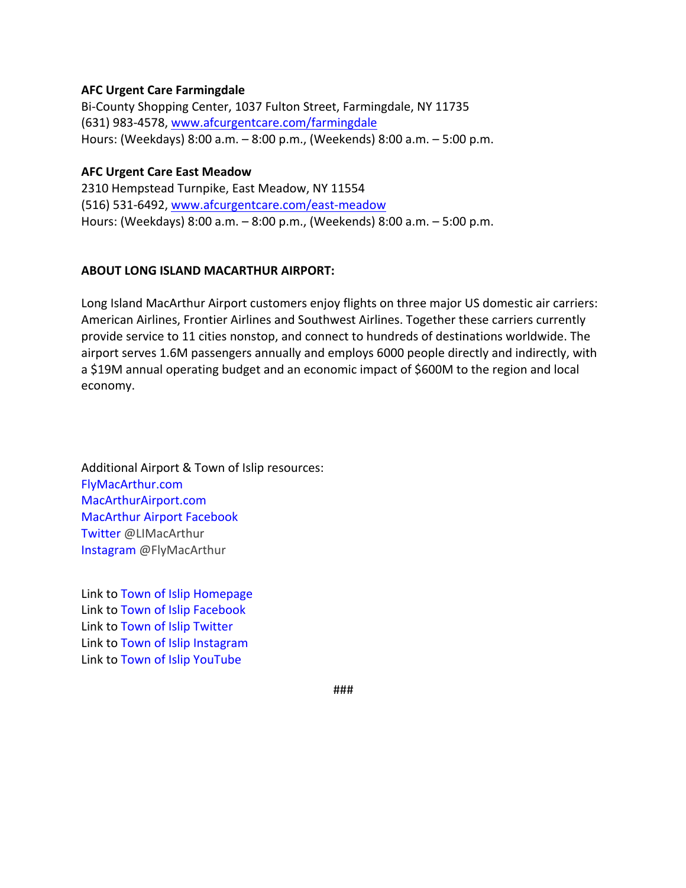**AFC Urgent Care Farmingdale**
Bi-County Shopping Center, 1037 Fulton Street, Farmingdale, NY 11735
(631) 983-4578, www.afcurgentcare.com/farmingdale
Hours: (Weekdays) 8:00 a.m. – 8:00 p.m., (Weekends) 8:00 a.m. – 5:00 p.m.

**AFC Urgent Care East Meadow**
2310 Hempstead Turnpike, East Meadow, NY 11554
(516) 531-6492, www.afcurgentcare.com/east-meadow
Hours: (Weekdays) 8:00 a.m. – 8:00 p.m., (Weekends) 8:00 a.m. – 5:00 p.m.

**ABOUT LONG ISLAND MACARTHUR AIRPORT:**

Long Island MacArthur Airport customers enjoy flights on three major US domestic air carriers: American Airlines, Frontier Airlines and Southwest Airlines. Together these carriers currently provide service to 11 cities nonstop, and connect to hundreds of destinations worldwide. The airport serves 1.6M passengers annually and employs 6000 people directly and indirectly, with a $19M annual operating budget and an economic impact of $600M to the region and local economy.

Additional Airport & Town of Islip resources:
FlyMacArthur.com
MacArthurAirport.com
MacArthur Airport Facebook
Twitter @LIMacArthur
Instagram @FlyMacArthur

Link to Town of Islip Homepage
Link to Town of Islip Facebook
Link to Town of Islip Twitter
Link to Town of Islip Instagram
Link to Town of Islip YouTube

###